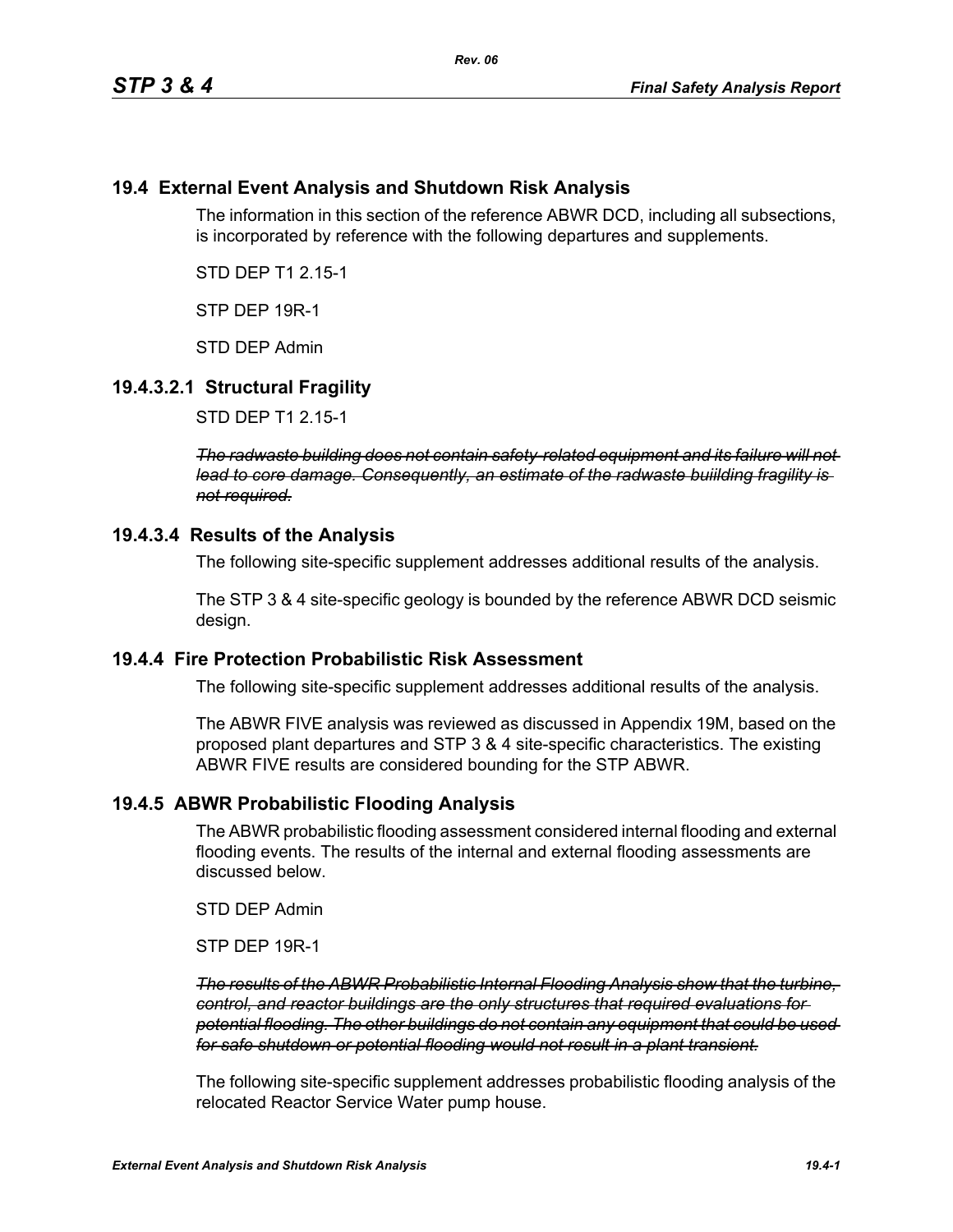## 19.4 External Event Analysis and Shutdown Risk Analysis

The information in this section of the reference ABWR DCD, including all subsections, is incorporated by reference with the following departures and supplements.

STD DEP T1 2.15-1

STP DEP 19R-1

STD DEP Admin

### 19.4.3.2.1 Structural Fragility

STD DEP T1 2.15-1

~~*The radwaste building does not contain safety-related equipment and its failure will not lead to core damage. Consequently, an estimate of the radwaste buiilding fragility is not required.*~~

### 19.4.3.4 Results of the Analysis

The following site-specific supplement addresses additional results of the analysis.

The STP 3 & 4 site-specific geology is bounded by the reference ABWR DCD seismic design.

## 19.4.4 Fire Protection Probabilistic Risk Assessment

The following site-specific supplement addresses additional results of the analysis.

The ABWR FIVE analysis was reviewed as discussed in Appendix 19M, based on the proposed plant departures and STP 3 & 4 site-specific characteristics. The existing ABWR FIVE results are considered bounding for the STP ABWR.

## 19.4.5 ABWR Probabilistic Flooding Analysis

The ABWR probabilistic flooding assessment considered internal flooding and external flooding events. The results of the internal and external flooding assessments are discussed below.

STD DEP Admin

STP DEP 19R-1

~~*The results of the ABWR Probabilistic Internal Flooding Analysis show that the turbine, control, and reactor buildings are the only structures that required evaluations for potential flooding. The other buildings do not contain any equipment that could be used for safe shutdown or potential flooding would not result in a plant transient.*~~

The following site-specific supplement addresses probabilistic flooding analysis of the relocated Reactor Service Water pump house.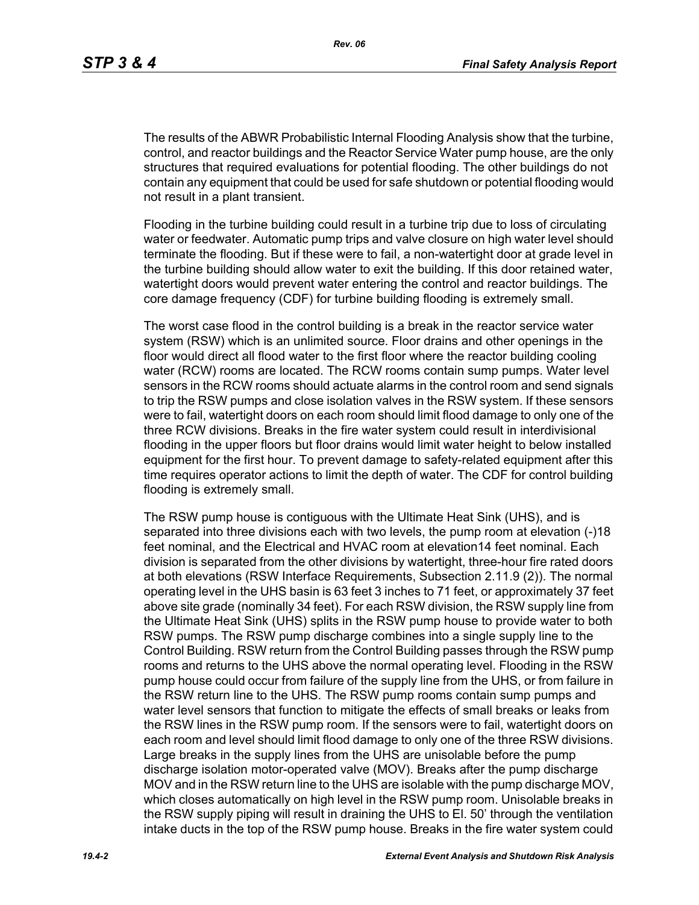The results of the ABWR Probabilistic Internal Flooding Analysis show that the turbine, control, and reactor buildings and the Reactor Service Water pump house, are the only structures that required evaluations for potential flooding. The other buildings do not contain any equipment that could be used for safe shutdown or potential flooding would not result in a plant transient.

Flooding in the turbine building could result in a turbine trip due to loss of circulating water or feedwater. Automatic pump trips and valve closure on high water level should terminate the flooding. But if these were to fail, a non-watertight door at grade level in the turbine building should allow water to exit the building. If this door retained water, watertight doors would prevent water entering the control and reactor buildings. The core damage frequency (CDF) for turbine building flooding is extremely small.

The worst case flood in the control building is a break in the reactor service water system (RSW) which is an unlimited source. Floor drains and other openings in the floor would direct all flood water to the first floor where the reactor building cooling water (RCW) rooms are located. The RCW rooms contain sump pumps. Water level sensors in the RCW rooms should actuate alarms in the control room and send signals to trip the RSW pumps and close isolation valves in the RSW system. If these sensors were to fail, watertight doors on each room should limit flood damage to only one of the three RCW divisions. Breaks in the fire water system could result in interdivisional flooding in the upper floors but floor drains would limit water height to below installed equipment for the first hour. To prevent damage to safety-related equipment after this time requires operator actions to limit the depth of water. The CDF for control building flooding is extremely small.

The RSW pump house is contiguous with the Ultimate Heat Sink (UHS), and is separated into three divisions each with two levels, the pump room at elevation (-)18 feet nominal, and the Electrical and HVAC room at elevation14 feet nominal. Each division is separated from the other divisions by watertight, three-hour fire rated doors at both elevations (RSW Interface Requirements, Subsection 2.11.9 (2)). The normal operating level in the UHS basin is 63 feet 3 inches to 71 feet, or approximately 37 feet above site grade (nominally 34 feet). For each RSW division, the RSW supply line from the Ultimate Heat Sink (UHS) splits in the RSW pump house to provide water to both RSW pumps. The RSW pump discharge combines into a single supply line to the Control Building. RSW return from the Control Building passes through the RSW pump rooms and returns to the UHS above the normal operating level. Flooding in the RSW pump house could occur from failure of the supply line from the UHS, or from failure in the RSW return line to the UHS. The RSW pump rooms contain sump pumps and water level sensors that function to mitigate the effects of small breaks or leaks from the RSW lines in the RSW pump room. If the sensors were to fail, watertight doors on each room and level should limit flood damage to only one of the three RSW divisions. Large breaks in the supply lines from the UHS are unisolable before the pump discharge isolation motor-operated valve (MOV). Breaks after the pump discharge MOV and in the RSW return line to the UHS are isolable with the pump discharge MOV, which closes automatically on high level in the RSW pump room. Unisolable breaks in the RSW supply piping will result in draining the UHS to El. 50' through the ventilation intake ducts in the top of the RSW pump house. Breaks in the fire water system could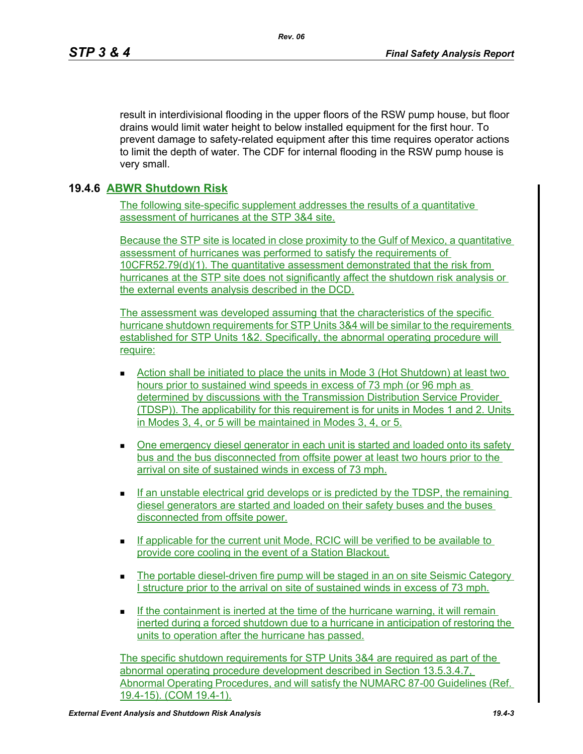result in interdivisional flooding in the upper floors of the RSW pump house, but floor drains would limit water height to below installed equipment for the first hour. To prevent damage to safety-related equipment after this time requires operator actions to limit the depth of water. The CDF for internal flooding in the RSW pump house is very small.

### 19.4.6 ABWR Shutdown Risk

The following site-specific supplement addresses the results of a quantitative assessment of hurricanes at the STP 3&4 site.

Because the STP site is located in close proximity to the Gulf of Mexico, a quantitative assessment of hurricanes was performed to satisfy the requirements of 10CFR52.79(d)(1). The quantitative assessment demonstrated that the risk from hurricanes at the STP site does not significantly affect the shutdown risk analysis or the external events analysis described in the DCD.

The assessment was developed assuming that the characteristics of the specific hurricane shutdown requirements for STP Units 3&4 will be similar to the requirements established for STP Units 1&2. Specifically, the abnormal operating procedure will require:

- Action shall be initiated to place the units in Mode 3 (Hot Shutdown) at least two hours prior to sustained wind speeds in excess of 73 mph (or 96 mph as determined by discussions with the Transmission Distribution Service Provider (TDSP)). The applicability for this requirement is for units in Modes 1 and 2. Units in Modes 3, 4, or 5 will be maintained in Modes 3, 4, or 5.
- One emergency diesel generator in each unit is started and loaded onto its safety bus and the bus disconnected from offsite power at least two hours prior to the arrival on site of sustained winds in excess of 73 mph.
- If an unstable electrical grid develops or is predicted by the TDSP, the remaining diesel generators are started and loaded on their safety buses and the buses disconnected from offsite power.
- If applicable for the current unit Mode, RCIC will be verified to be available to provide core cooling in the event of a Station Blackout.
- The portable diesel-driven fire pump will be staged in an on site Seismic Category I structure prior to the arrival on site of sustained winds in excess of 73 mph.
- If the containment is inerted at the time of the hurricane warning, it will remain inerted during a forced shutdown due to a hurricane in anticipation of restoring the units to operation after the hurricane has passed.

The specific shutdown requirements for STP Units 3&4 are required as part of the abnormal operating procedure development described in Section 13.5.3.4.7, Abnormal Operating Procedures, and will satisfy the NUMARC 87-00 Guidelines (Ref. 19.4-15). (COM 19.4-1).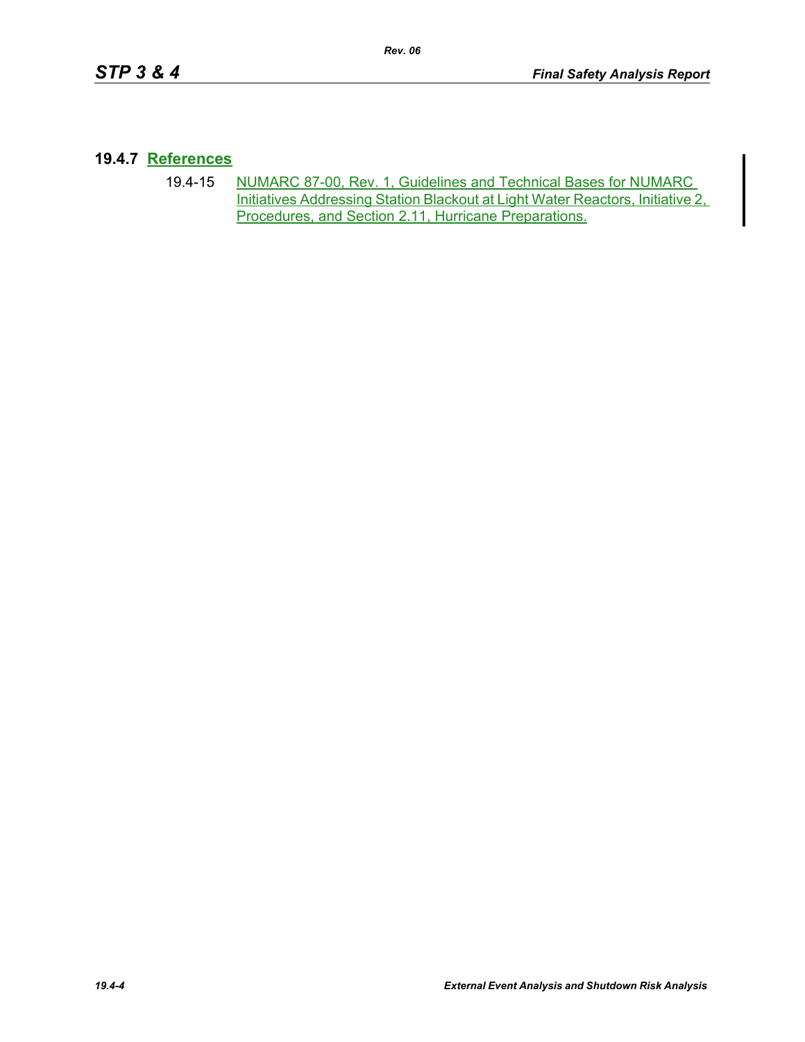### 19.4.7 References

19.4-15 NUMARC 87-00, Rev. 1, Guidelines and Technical Bases for NUMARC Initiatives Addressing Station Blackout at Light Water Reactors, Initiative 2, Procedures, and Section 2.11, Hurricane Preparations.